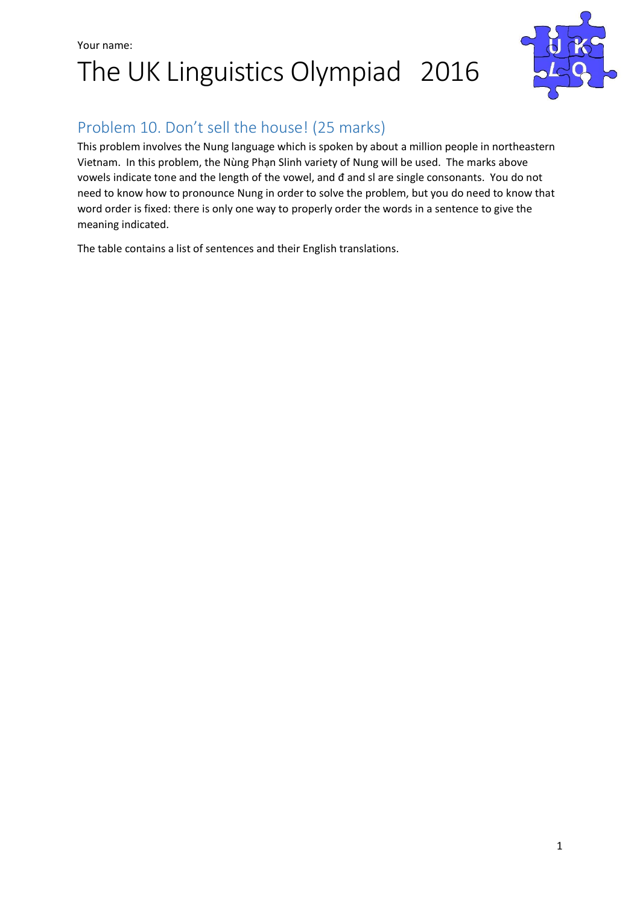Your name:

# The UK Linguistics Olympiad 2016

## Problem 10. Don't sell the house! (25 marks)

This problem involves the Nung language which is spoken by about a million people in northeastern Vietnam. In this problem, the Nùng Phạn Slinh variety of Nung will be used. The marks above vowels indicate tone and the length of the vowel, and đ and sl are single consonants. You do not need to know how to pronounce Nung in order to solve the problem, but you do need to know that word order is fixed: there is only one way to properly order the words in a sentence to give the meaning indicated.

The table contains a list of sentences and their English translations.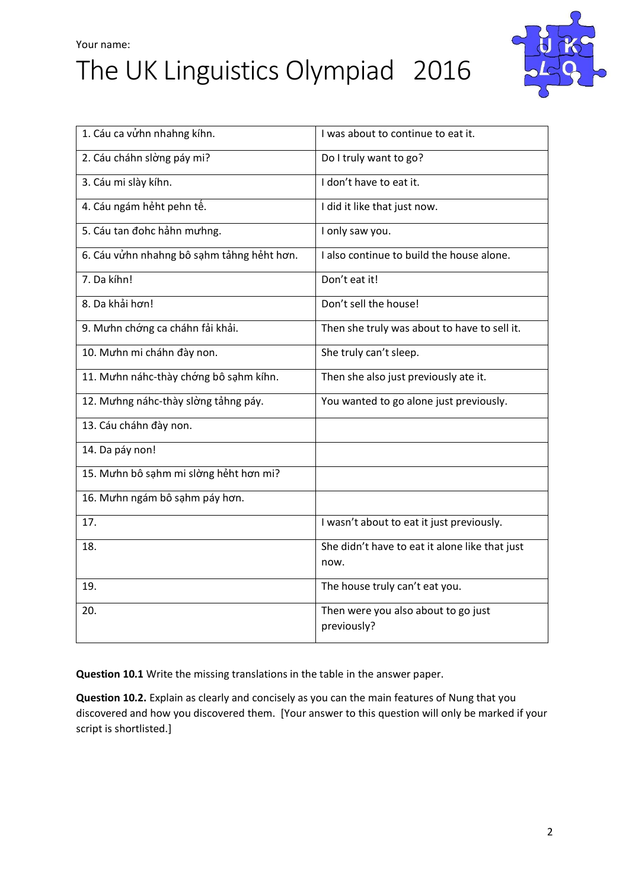Your name:

# The UK Linguistics Olympiad 2016

| | |
|---|---|
| 1. Cáu ca vửhn nhahng kíhn. | I was about to continue to eat it. |
| 2. Cáu cháhn slờng páy mi? | Do I truly want to go? |
| 3. Cáu mi slày kíhn. | I don't have to eat it. |
| 4. Cáu ngám hẻht pehn tế. | I did it like that just now. |
| 5. Cáu tan đohc hảhn mưhng. | I only saw you. |
| 6. Cáu vửhn nhahng bô sạhm tảhng hẻht hơn. | I also continue to build the house alone. |
| 7. Da kíhn! | Don't eat it! |
| 8. Da khải hơn! | Don't sell the house! |
| 9. Mưhn chớng ca cháhn fải khải. | Then she truly was about to have to sell it. |
| 10. Mưhn mi cháhn đày non. | She truly can't sleep. |
| 11. Mưhn náhc-thày chớng bô sạhm kíhn. | Then she also just previously ate it. |
| 12. Mưhng náhc-thày slờng tảhng páy. | You wanted to go alone just previously. |
| 13. Cáu cháhn đày non. | |
| 14. Da páy non! | |
| 15. Mưhn bô sạhm mi slờng hẻht hơn mi? | |
| 16. Mưhn ngám bô sạhm páy hơn. | |
| 17. | I wasn't about to eat it just previously. |
| 18. | She didn't have to eat it alone like that just now. |
| 19. | The house truly can't eat you. |
| 20. | Then were you also about to go just previously? |

**Question 10.1** Write the missing translations in the table in the answer paper.

**Question 10.2.** Explain as clearly and concisely as you can the main features of Nung that you discovered and how you discovered them. [Your answer to this question will only be marked if your script is shortlisted.]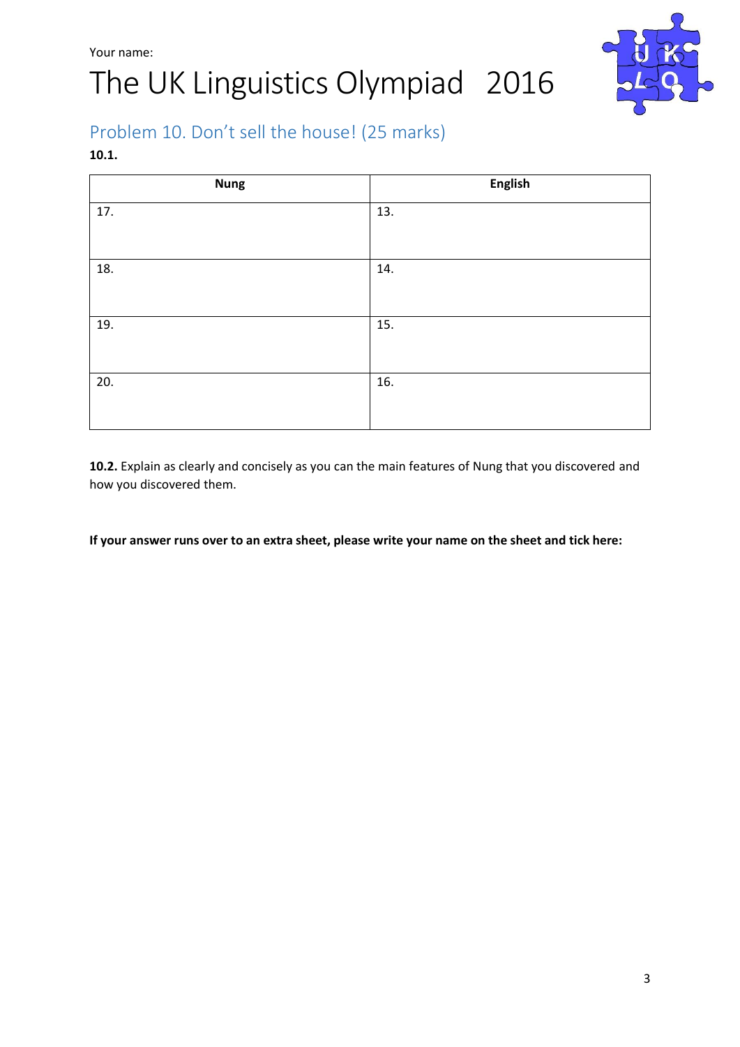Your name:

# The UK Linguistics Olympiad 2016

## Problem 10. Don't sell the house! (25 marks)

**10.1.**

| Nung | English |
|---|---|
| 17. | 13. |
| 18. | 14. |
| 19. | 15. |
| 20. | 16. |

**10.2.** Explain as clearly and concisely as you can the main features of Nung that you discovered and how you discovered them.

**If your answer runs over to an extra sheet, please write your name on the sheet and tick here:**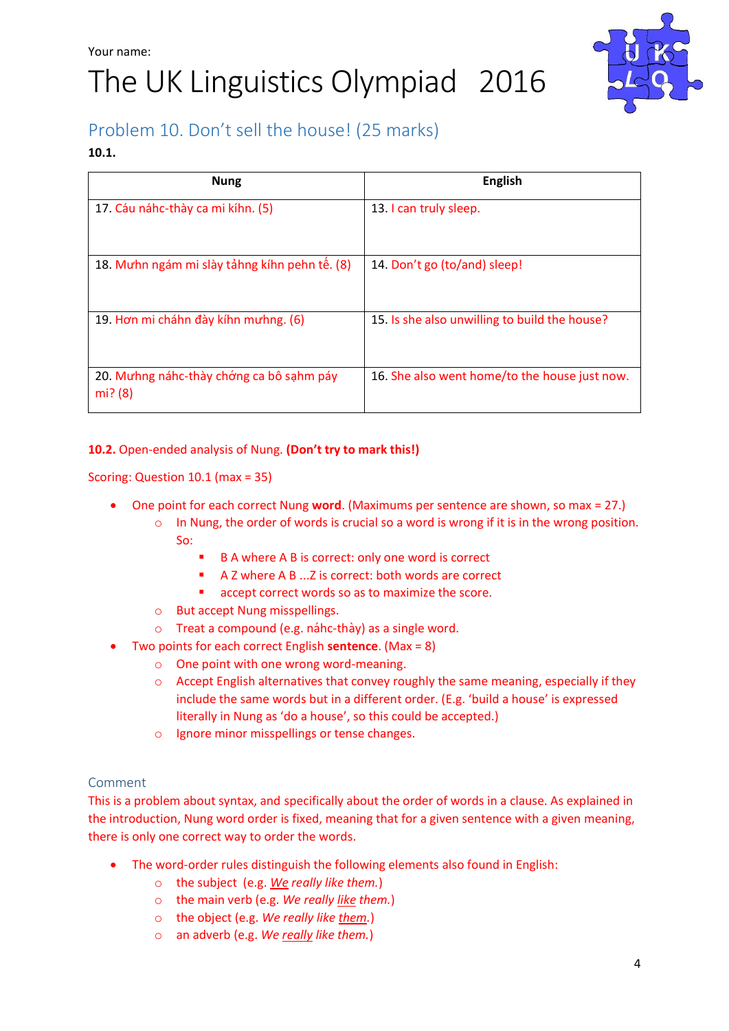Your name:

# The UK Linguistics Olympiad 2016

## Problem 10. Don't sell the house! (25 marks)

**10.1.**

| Nung | English |
|---|---|
| 17. Cáu náhc-thày ca mi kíhn. (5) | 13. I can truly sleep. |
| 18. Mưhn ngám mi slày tảhng kíhn pehn tế. (8) | 14. Don't go (to/and) sleep! |
| 19. Hơn mi cháhn đày kíhn mưhng. (6) | 15. Is she also unwilling to build the house? |
| 20. Mưhng náhc-thày chớng ca bô sạhm páy mi? (8) | 16. She also went home/to the house just now. |

**10.2.** Open-ended analysis of Nung. **(Don't try to mark this!)**

Scoring: Question 10.1 (max = 35)

- One point for each correct Nung **word**. (Maximums per sentence are shown, so max = 27.)
  - In Nung, the order of words is crucial so a word is wrong if it is in the wrong position. So:
    - B A where A B is correct: only one word is correct
    - A Z where A B ...Z is correct: both words are correct
    - accept correct words so as to maximize the score.
  - But accept Nung misspellings.
  - Treat a compound (e.g. náhc-thày) as a single word.
- Two points for each correct English **sentence**. (Max = 8)
  - One point with one wrong word-meaning.
  - Accept English alternatives that convey roughly the same meaning, especially if they include the same words but in a different order. (E.g. 'build a house' is expressed literally in Nung as 'do a house', so this could be accepted.)
  - Ignore minor misspellings or tense changes.

### Comment

This is a problem about syntax, and specifically about the order of words in a clause. As explained in the introduction, Nung word order is fixed, meaning that for a given sentence with a given meaning, there is only one correct way to order the words.

- The word-order rules distinguish the following elements also found in English:
  - the subject (e.g. *__We__ really like them.*)
  - the main verb (e.g. *We really __like__ them.*)
  - the object (e.g. *We really like __them__.*)
  - an adverb (e.g. *We __really__ like them.*)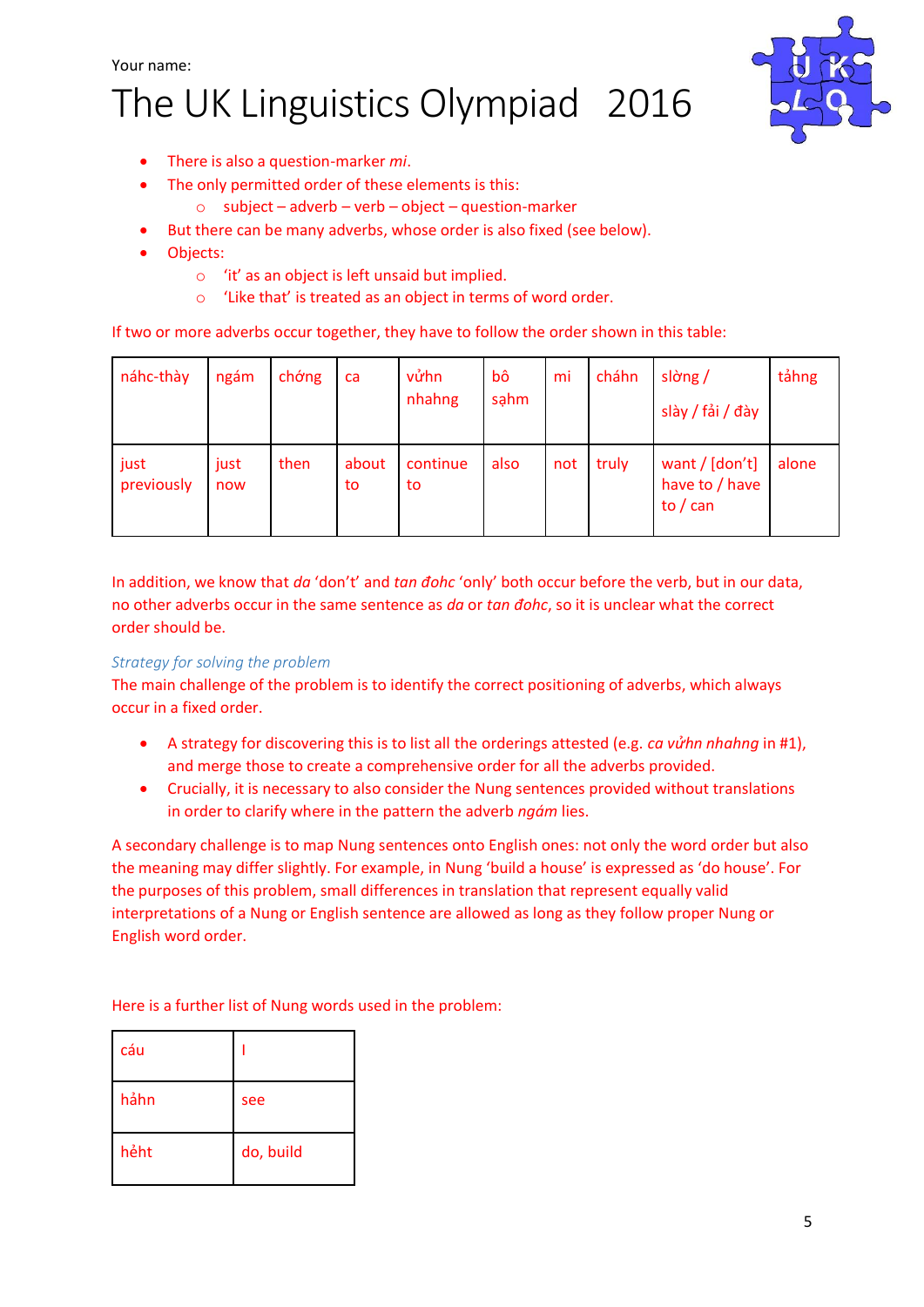Your name:

# The UK Linguistics Olympiad 2016

- There is also a question-marker *mi*.
- The only permitted order of these elements is this:
  - subject – adverb – verb – object – question-marker
- But there can be many adverbs, whose order is also fixed (see below).
- Objects:
  - 'it' as an object is left unsaid but implied.
  - 'Like that' is treated as an object in terms of word order.

If two or more adverbs occur together, they have to follow the order shown in this table:

| náhc-thày | ngám | chớng | ca | vửhn nhahng | bô sạhm | mi | cháhn | slờng / slày / fải / đày | tảhng |
|---|---|---|---|---|---|---|---|---|---|
| just previously | just now | then | about to | continue to | also | not | truly | want / [don't] have to / have to / can | alone |

In addition, we know that *da* 'don't' and *tan đohc* 'only' both occur before the verb, but in our data, no other adverbs occur in the same sentence as *da* or *tan đohc*, so it is unclear what the correct order should be.

*Strategy for solving the problem*

The main challenge of the problem is to identify the correct positioning of adverbs, which always occur in a fixed order.

- A strategy for discovering this is to list all the orderings attested (e.g. *ca vửhn nhahng* in #1), and merge those to create a comprehensive order for all the adverbs provided.
- Crucially, it is necessary to also consider the Nung sentences provided without translations in order to clarify where in the pattern the adverb *ngám* lies.

A secondary challenge is to map Nung sentences onto English ones: not only the word order but also the meaning may differ slightly. For example, in Nung 'build a house' is expressed as 'do house'. For the purposes of this problem, small differences in translation that represent equally valid interpretations of a Nung or English sentence are allowed as long as they follow proper Nung or English word order.

Here is a further list of Nung words used in the problem:

| | |
|---|---|
| cáu | I |
| hảhn | see |
| hẻht | do, build |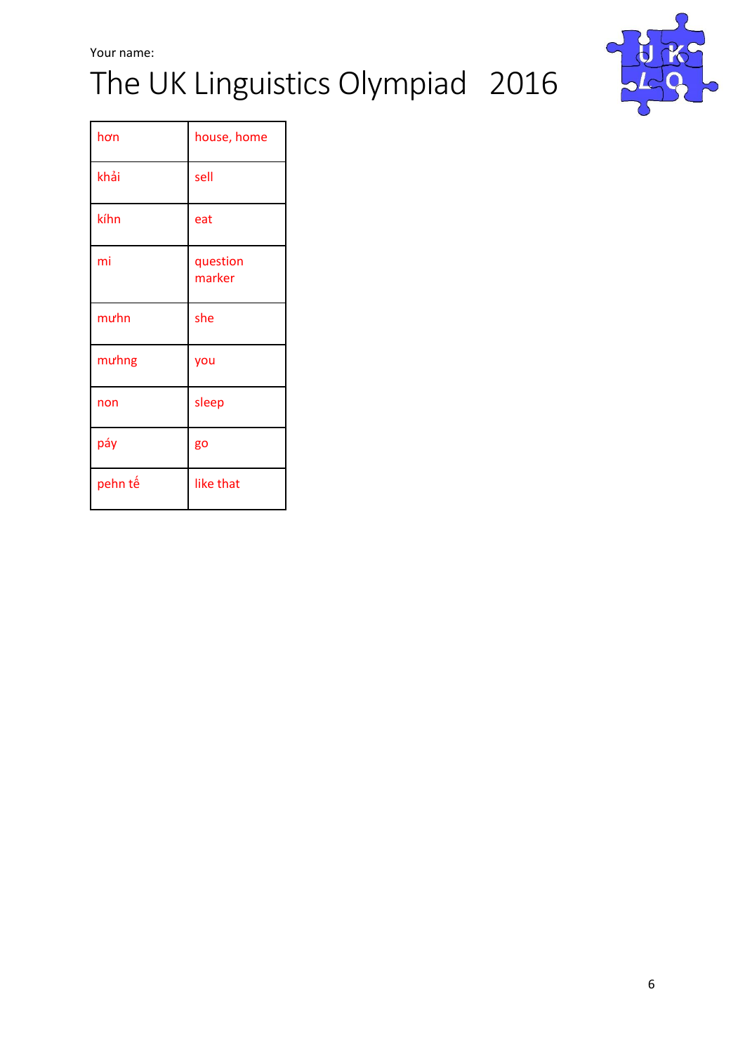Your name:

# The UK Linguistics Olympiad 2016

| | |
|---|---|
| hơn | house, home |
| khải | sell |
| kíhn | eat |
| mi | question marker |
| mưhn | she |
| mưhng | you |
| non | sleep |
| páy | go |
| pehn tế | like that |